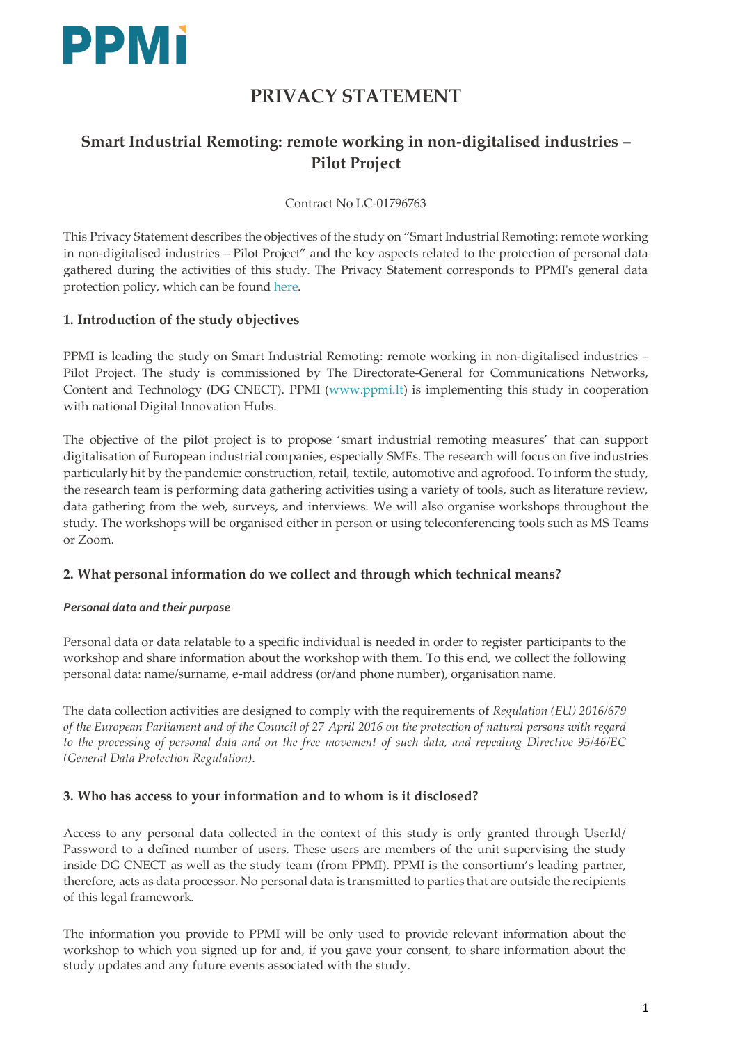PPMI

# PRIVACY STATEMENT

## Smart Industrial Remoting: remote working in non-digitalised industries – Pilot Project

Contract No LC-01796763

This Privacy Statement describes the objectives of the study on "Smart Industrial Remoting: remote working in non-digitalised industries – Pilot Project" and the key aspects related to the protection of personal data gathered during the activities of this study. The Privacy Statement corresponds to PPMI's general data protection policy, which can be found here.

### 1. Introduction of the study objectives

PPMI is leading the study on Smart Industrial Remoting: remote working in non-digitalised industries – Pilot Project. The study is commissioned by The Directorate-General for Communications Networks, Content and Technology (DG CNECT). PPMI (www.ppmi.lt) is implementing this study in cooperation with national Digital Innovation Hubs.

The objective of the pilot project is to propose 'smart industrial remoting measures' that can support digitalisation of European industrial companies, especially SMEs. The research will focus on five industries particularly hit by the pandemic: construction, retail, textile, automotive and agrofood. To inform the study, the research team is performing data gathering activities using a variety of tools, such as literature review, data gathering from the web, surveys, and interviews. We will also organise workshops throughout the study. The workshops will be organised either in person or using teleconferencing tools such as MS Teams or Zoom.

### 2. What personal information do we collect and through which technical means?

***Personal data and their purpose***

Personal data or data relatable to a specific individual is needed in order to register participants to the workshop and share information about the workshop with them. To this end, we collect the following personal data: name/surname, e-mail address (or/and phone number), organisation name.

The data collection activities are designed to comply with the requirements of *Regulation (EU) 2016/679 of the European Parliament and of the Council of 27 April 2016 on the protection of natural persons with regard to the processing of personal data and on the free movement of such data, and repealing Directive 95/46/EC (General Data Protection Regulation)*.

### 3. Who has access to your information and to whom is it disclosed?

Access to any personal data collected in the context of this study is only granted through UserId/ Password to a defined number of users. These users are members of the unit supervising the study inside DG CNECT as well as the study team (from PPMI). PPMI is the consortium's leading partner, therefore, acts as data processor. No personal data is transmitted to parties that are outside the recipients of this legal framework.

The information you provide to PPMI will be only used to provide relevant information about the workshop to which you signed up for and, if you gave your consent, to share information about the study updates and any future events associated with the study.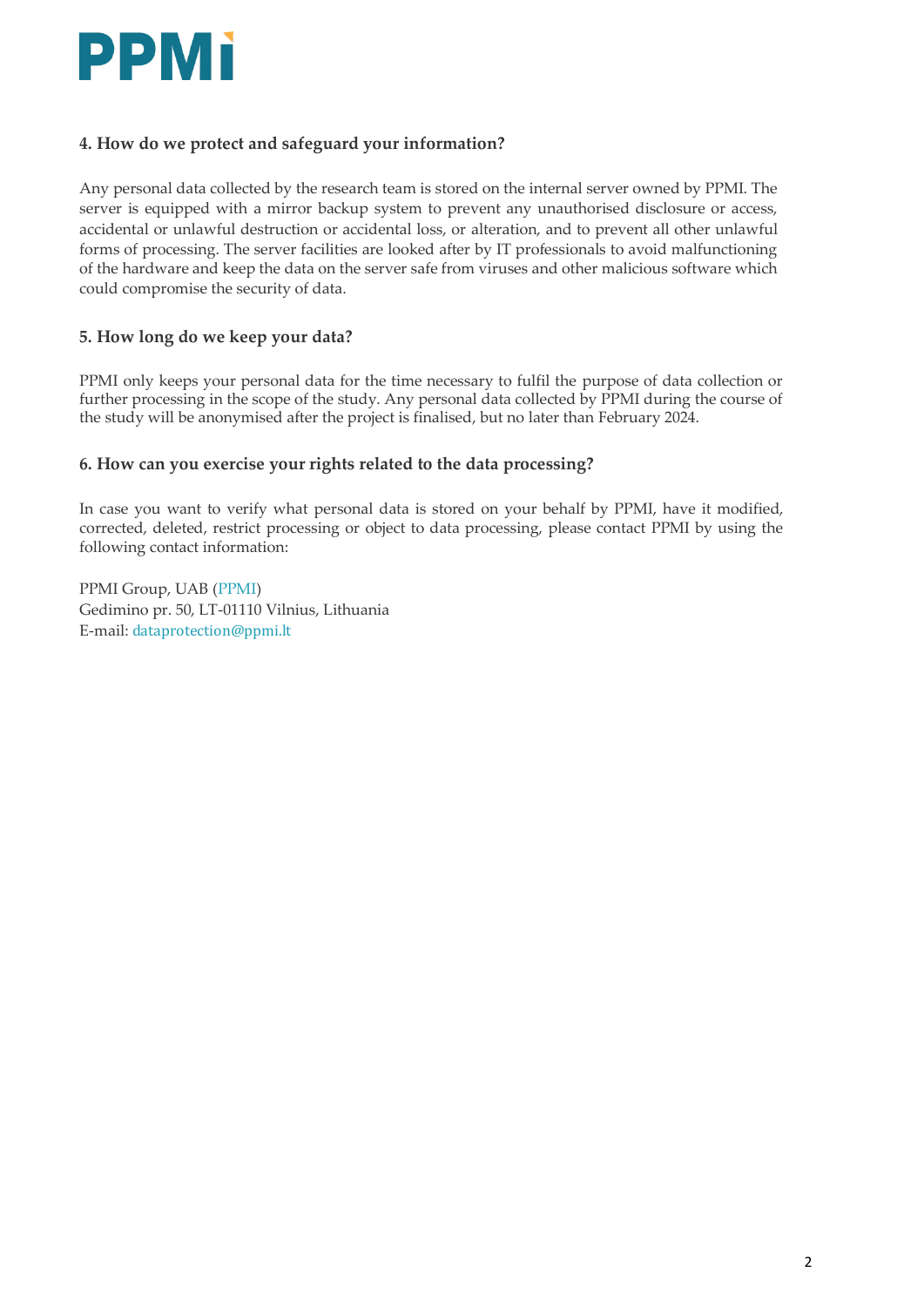#### 4. How do we protect and safeguard your information?

Any personal data collected by the research team is stored on the internal server owned by PPMI. The server is equipped with a mirror backup system to prevent any unauthorised disclosure or access, accidental or unlawful destruction or accidental loss, or alteration, and to prevent all other unlawful forms of processing. The server facilities are looked after by IT professionals to avoid malfunctioning of the hardware and keep the data on the server safe from viruses and other malicious software which could compromise the security of data.

#### 5. How long do we keep your data?

PPMI only keeps your personal data for the time necessary to fulfil the purpose of data collection or further processing in the scope of the study. Any personal data collected by PPMI during the course of the study will be anonymised after the project is finalised, but no later than February 2024.

#### 6. How can you exercise your rights related to the data processing?

In case you want to verify what personal data is stored on your behalf by PPMI, have it modified, corrected, deleted, restrict processing or object to data processing, please contact PPMI by using the following contact information:

PPMI Group, UAB (PPMI)
Gedimino pr. 50, LT-01110 Vilnius, Lithuania
E-mail: dataprotection@ppmi.lt